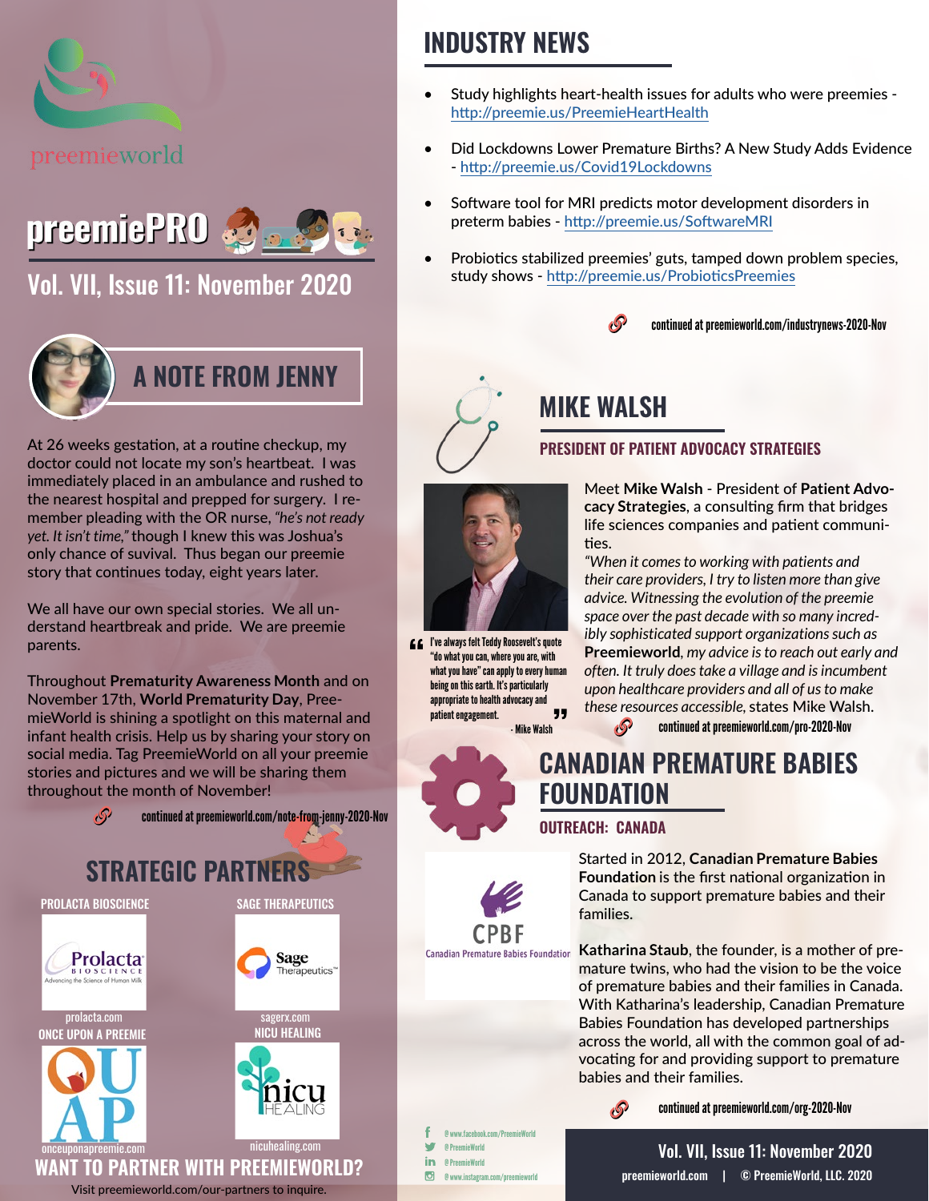preemieworld

# preemiePRO

## Vol. VII, Issue 11: November 2020

## A NOTE FROM JENNY

At 26 weeks gestation, at a routine checkup, my doctor could not locate my son's heartbeat. I was immediately placed in an ambulance and rushed to the nearest hospital and prepped for surgery. I remember pleading with the OR nurse, *"he's not ready yet. It isn't time,"* though I knew this was Joshua's only chance of suvival. Thus began our preemie story that continues today, eight years later.

We all have our own special stories. We all understand heartbreak and pride. We are preemie parents.

Throughout **Prematurity Awareness Month** and on November 17th, **World Prematurity Day**, PreemieWorld is shining a spotlight on this maternal and infant health crisis. Help us by sharing your story on social media. Tag PreemieWorld on all your preemie stories and pictures and we will be sharing them throughout the month of November!

continued at preemieworld.com/note-from-jenny-2020-Nov

## STRATEGIC PARTNERS

**PROLACTA BIOSCIENCE**

Prolacta Bioscience – Advancing the Science of Human Milk

prolacta.com

**SAGE THERAPEUTICS**

Sage Therapeutics

sagerx.com

**ONCE UPON A PREEMIE**

OUAP

onceuponapreemie.com

**NICU HEALING**

nicu HEALING

nicuhealing.com

## WANT TO PARTNER WITH PREEMIEWORLD?

Visit preemieworld.com/our-partners to inquire.

## INDUSTRY NEWS

- Study highlights heart-health issues for adults who were preemies - http://preemie.us/PreemieHeartHealth
- Did Lockdowns Lower Premature Births? A New Study Adds Evidence - http://preemie.us/Covid19Lockdowns
- Software tool for MRI predicts motor development disorders in preterm babies - http://preemie.us/SoftwareMRI
- Probiotics stabilized preemies' guts, tamped down problem species, study shows - http://preemie.us/ProbioticsPreemies

continued at preemieworld.com/industrynews-2020-Nov

## MIKE WALSH

### PRESIDENT OF PATIENT ADVOCACY STRATEGIES

Meet **Mike Walsh** - President of **Patient Advocacy Strategies**, a consulting firm that bridges life sciences companies and patient communities.

*"When it comes to working with patients and their care providers, I try to listen more than give advice. Witnessing the evolution of the preemie space over the past decade with so many incredibly sophisticated support organizations such as* **Preemieworld**, *my advice is to reach out early and often. It truly does take a village and is incumbent upon healthcare providers and all of us to make these resources accessible,* states Mike Walsh.

> "I've always felt Teddy Roosevelt's quote "do what you can, where you are, with what you have" can apply to every human being on this earth. It's particularly appropriate to health advocacy and patient engagement."
> - Mike Walsh

continued at preemieworld.com/pro-2020-Nov

## CANADIAN PREMATURE BABIES FOUNDATION

### OUTREACH: CANADA

CPBF – Canadian Premature Babies Foundation

Started in 2012, **Canadian Premature Babies Foundation** is the first national organization in Canada to support premature babies and their families.

**Katharina Staub**, the founder, is a mother of premature twins, who had the vision to be the voice of premature babies and their families in Canada. With Katharina's leadership, Canadian Premature Babies Foundation has developed partnerships across the world, all with the common goal of advocating for and providing support to premature babies and their families.

continued at preemieworld.com/org-2020-Nov

@www.facebook.com/PreemieWorld
@PreemieWorld
@PreemieWorld
@www.instagram.com/preemieworld

preemieworld.com | © PreemieWorld, LLC. 2020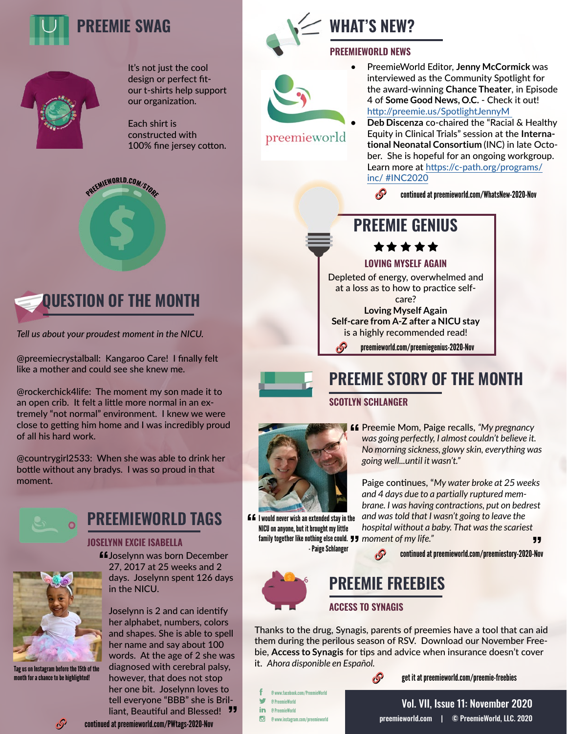## PREEMIE SWAG

It's not just the cool design or perfect fit-our t-shirts help support our organization.

Each shirt is constructed with 100% fine jersey cotton.

PREEMIEWORLD.COM/STORE

## QUESTION OF THE MONTH

*Tell us about your proudest moment in the NICU.*

@preemiecrystalball: Kangaroo Care! I finally felt like a mother and could see she knew me.

@rockerchick4life: The moment my son made it to an open crib. It felt a little more normal in an extremely "not normal" environment. I knew we were close to getting him home and I was incredibly proud of all his hard work.

@countrygirl2533: When she was able to drink her bottle without any bradys. I was so proud in that moment.

## PREEMIEWORLD TAGS

### JOSELYNN EXCIE ISABELLA

"Joselynn was born December 27, 2017 at 25 weeks and 2 days. Joselynn spent 126 days in the NICU.

Joselynn is 2 and can identify her alphabet, numbers, colors and shapes. She is able to spell her name and say about 100 words. At the age of 2 she was diagnosed with cerebral palsy, however, that does not stop her one bit. Joselynn loves to tell everyone "BBB" she is Brilliant, Beautiful and Blessed!"

Tag us on Instagram before the 15th of the month for a chance to be highlighted!

continued at preemieworld.com/PWtags-2020-Nov

## WHAT'S NEW?

### PREEMIEWORLD NEWS

- PreemieWorld Editor, **Jenny McCormick** was interviewed as the Community Spotlight for the award-winning **Chance Theater**, in Episode 4 of **Some Good News, O.C.** - Check it out! http://preemie.us/SpotlightJennyM
- **Deb Discenza** co-chaired the "Racial & Healthy Equity in Clinical Trials" session at the **International Neonatal Consortium** (INC) in late October. She is hopeful for an ongoing workgroup. Learn more at https://c-path.org/programs/inc/ #INC2020

continued at preemieworld.com/WhatsNew-2020-Nov

## PREEMIE GENIUS

★★★★★

### LOVING MYSELF AGAIN

Depleted of energy, overwhelmed and at a loss as to how to practice self-care?

**Loving Myself Again**
**Self-care from A-Z after a NICU stay**
is a highly recommended read!

preemieworld.com/preemiegenius-2020-Nov

## PREEMIE STORY OF THE MONTH

### SCOTLYN SCHLANGER

"I would never wish an extended stay in the NICU on anyone, but it brought my little family together like nothing else could." - Paige Schlanger

" Preemie Mom, Paige recalls, *"My pregnancy was going perfectly, I almost couldn't believe it. No morning sickness, glowy skin, everything was going well...until it wasn't."*

Paige continues, *"My water broke at 25 weeks and 4 days due to a partially ruptured membrane. I was having contractions, put on bedrest and was told that I wasn't going to leave the hospital without a baby. That was the scariest moment of my life."* "

continued at preemieworld.com/preemiestory-2020-Nov

## PREEMIE FREEBIES

### ACCESS TO SYNAGIS

Thanks to the drug, Synagis, parents of preemies have a tool that can aid them during the perilous season of RSV. Download our November Freebie, **Access to Synagis** for tips and advice when insurance doesn't cover it. *Ahora disponible en Español.*

get it at preemieworld.com/preemie-freebies

@www.facebook.com/PreemieWorld
@PreemieWorld
@PreemieWorld
@www.instagram.com/preemieworld

**Vol. VII, Issue 11: November 2020**

preemieworld.com | © PreemieWorld, LLC. 2020